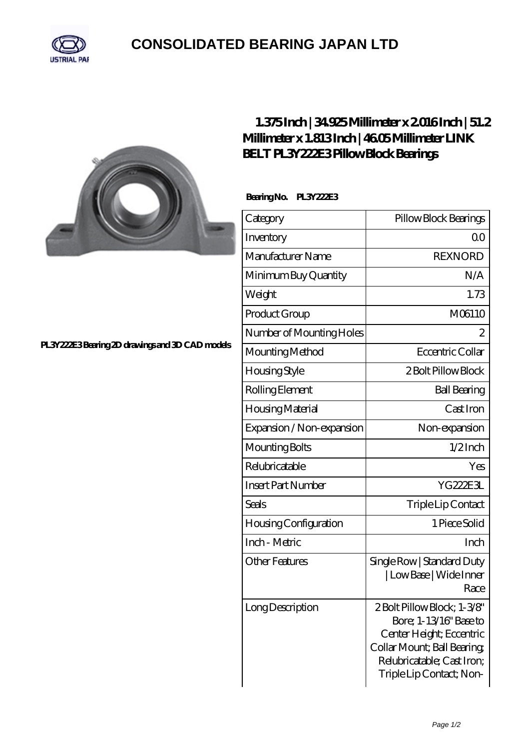# CONSOLIDATED BEARING JAPAN LTD

## 1.375 Inch | 34.925 Millimeter x 2.016 Inch | 51.2 Millimeter x 1.813 Inch | 46.05 Millimeter LINK BELT PL3Y222E3 Pillow Block Bearings

PL3Y222E3 Bearing 2D drawings and 3D CAD models

**Bearing No. PL3Y222E3**

| Category | Pillow Block Bearings |
|---|---|
| Inventory | 0.0 |
| Manufacturer Name | REXNORD |
| Minimum Buy Quantity | N/A |
| Weight | 1.73 |
| Product Group | M06110 |
| Number of Mounting Holes | 2 |
| Mounting Method | Eccentric Collar |
| Housing Style | 2 Bolt Pillow Block |
| Rolling Element | Ball Bearing |
| Housing Material | Cast Iron |
| Expansion / Non-expansion | Non-expansion |
| Mounting Bolts | 1/2 Inch |
| Relubricatable | Yes |
| Insert Part Number | YG222E3L |
| Seals | Triple Lip Contact |
| Housing Configuration | 1 Piece Solid |
| Inch - Metric | Inch |
| Other Features | Single Row \| Standard Duty \| Low Base \| Wide Inner Race |
| Long Description | 2 Bolt Pillow Block; 1-3/8" Bore; 1-13/16" Base to Center Height; Eccentric Collar Mount; Ball Bearing; Relubricatable; Cast Iron; Triple Lip Contact; Non- |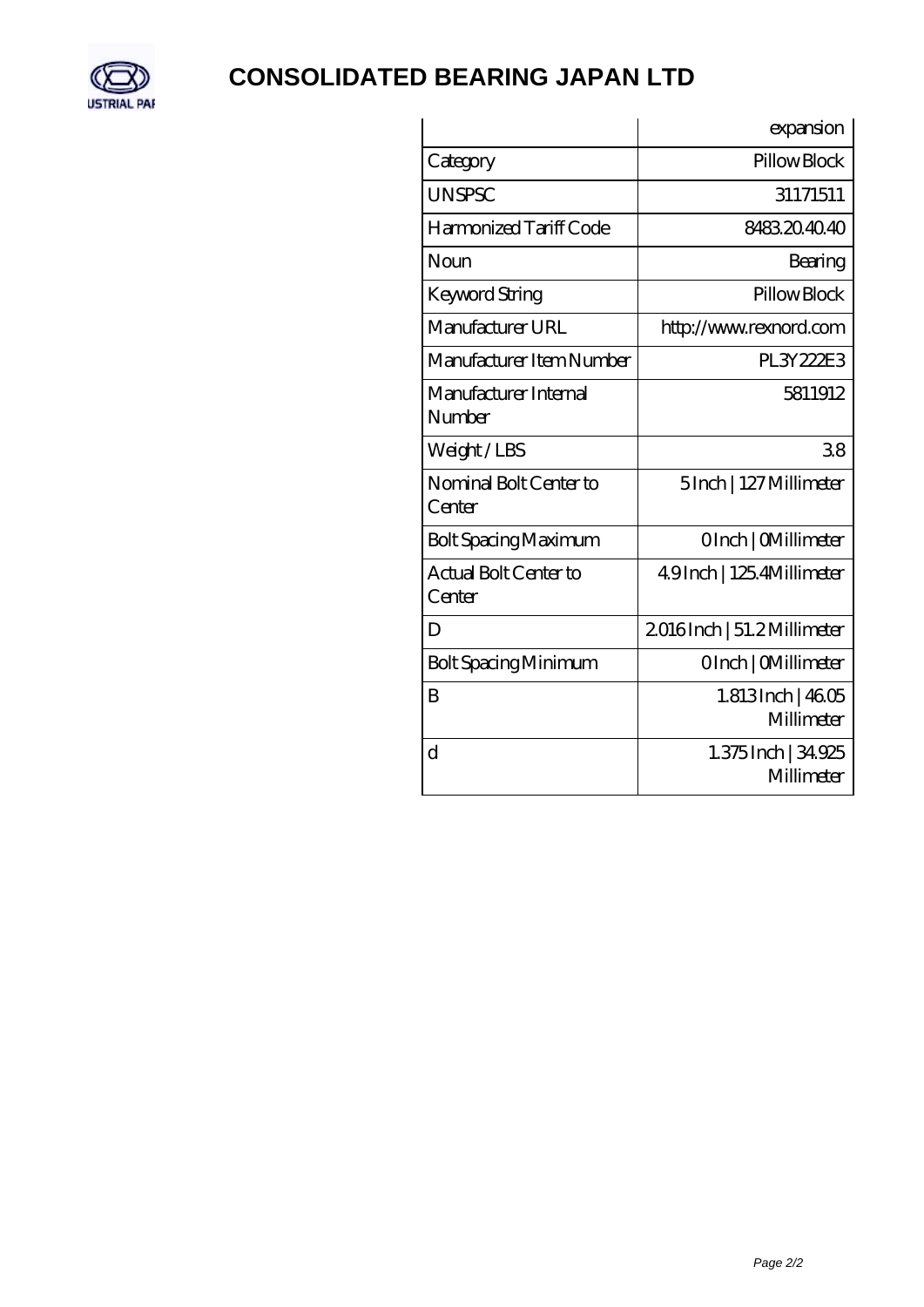# CONSOLIDATED BEARING JAPAN LTD

| | |
|---|---|
| | expansion |
| Category | Pillow Block |
| UNSPSC | 31171511 |
| Harmonized Tariff Code | 8483.20.40.40 |
| Noun | Bearing |
| Keyword String | Pillow Block |
| Manufacturer URL | http://www.rexnord.com |
| Manufacturer Item Number | PL3Y222E3 |
| Manufacturer Internal Number | 5811912 |
| Weight / LBS | 3.8 |
| Nominal Bolt Center to Center | 5 Inch \| 127 Millimeter |
| Bolt Spacing Maximum | 0 Inch \| 0 Millimeter |
| Actual Bolt Center to Center | 4.9 Inch \| 125.4 Millimeter |
| D | 2.016 Inch \| 51.2 Millimeter |
| Bolt Spacing Minimum | 0 Inch \| 0 Millimeter |
| B | 1.813 Inch \| 46.05 Millimeter |
| d | 1.375 Inch \| 34.925 Millimeter |